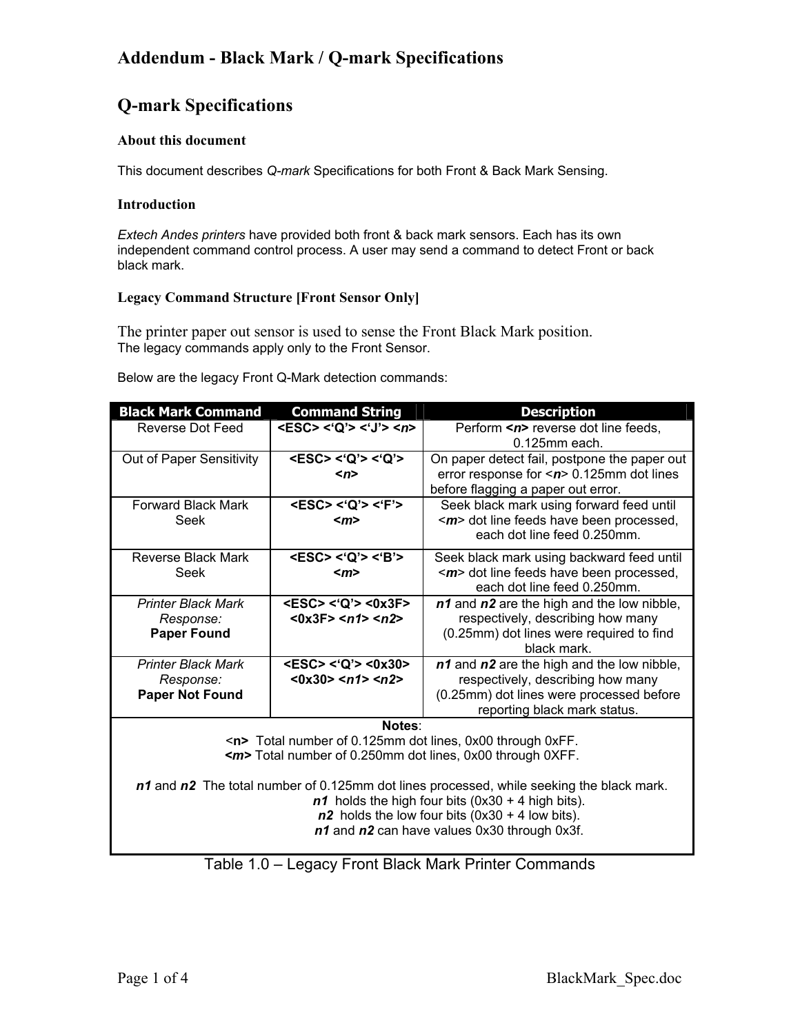# Addendum - Black Mark / Q-mark Specifications

## Q-mark Specifications

### About this document

This document describes *Q-mark* Specifications for both Front & Back Mark Sensing.

### Introduction

*Extech Andes printers* have provided both front & back mark sensors. Each has its own independent command control process. A user may send a command to detect Front or back black mark.

### Legacy Command Structure [Front Sensor Only]

The printer paper out sensor is used to sense the Front Black Mark position.
The legacy commands apply only to the Front Sensor.

Below are the legacy Front Q-Mark detection commands:

| Black Mark Command | Command String | Description |
|---|---|---|
| Reverse Dot Feed | **<ESC> <'Q'> <'J'> <*n*>** | Perform **<*n*>** reverse dot line feeds, 0.125mm each. |
| Out of Paper Sensitivity | **<ESC> <'Q'> <'Q'> <*n*>** | On paper detect fail, postpone the paper out error response for <***n***> 0.125mm dot lines before flagging a paper out error. |
| Forward Black Mark Seek | **<ESC> <'Q'> <'F'> <*m*>** | Seek black mark using forward feed until <***m***> dot line feeds have been processed, each dot line feed 0.250mm. |
| Reverse Black Mark Seek | **<ESC> <'Q'> <'B'> <*m*>** | Seek black mark using backward feed until <***m***> dot line feeds have been processed, each dot line feed 0.250mm. |
| *Printer Black Mark Response:* **Paper Found** | **<ESC> <'Q'> <0x3F> <0x3F> <*n1*> <*n2*>** | ***n1*** and ***n2*** are the high and the low nibble, respectively, describing how many (0.25mm) dot lines were required to find black mark. |
| *Printer Black Mark Response:* **Paper Not Found** | **<ESC> <'Q'> <0x30> <0x30> <*n1*> <*n2*>** | ***n1*** and ***n2*** are the high and the low nibble, respectively, describing how many (0.25mm) dot lines were processed before reporting black mark status. |

**Notes**:
<**n**> Total number of 0.125mm dot lines, 0x00 through 0xFF.
**<*m*>** Total number of 0.250mm dot lines, 0x00 through 0XFF.

***n1*** and ***n2*** The total number of 0.125mm dot lines processed, while seeking the black mark.
***n1*** holds the high four bits (0x30 + 4 high bits).
***n2*** holds the low four bits (0x30 + 4 low bits).
***n1*** and ***n2*** can have values 0x30 through 0x3f.

Table 1.0 – Legacy Front Black Mark Printer Commands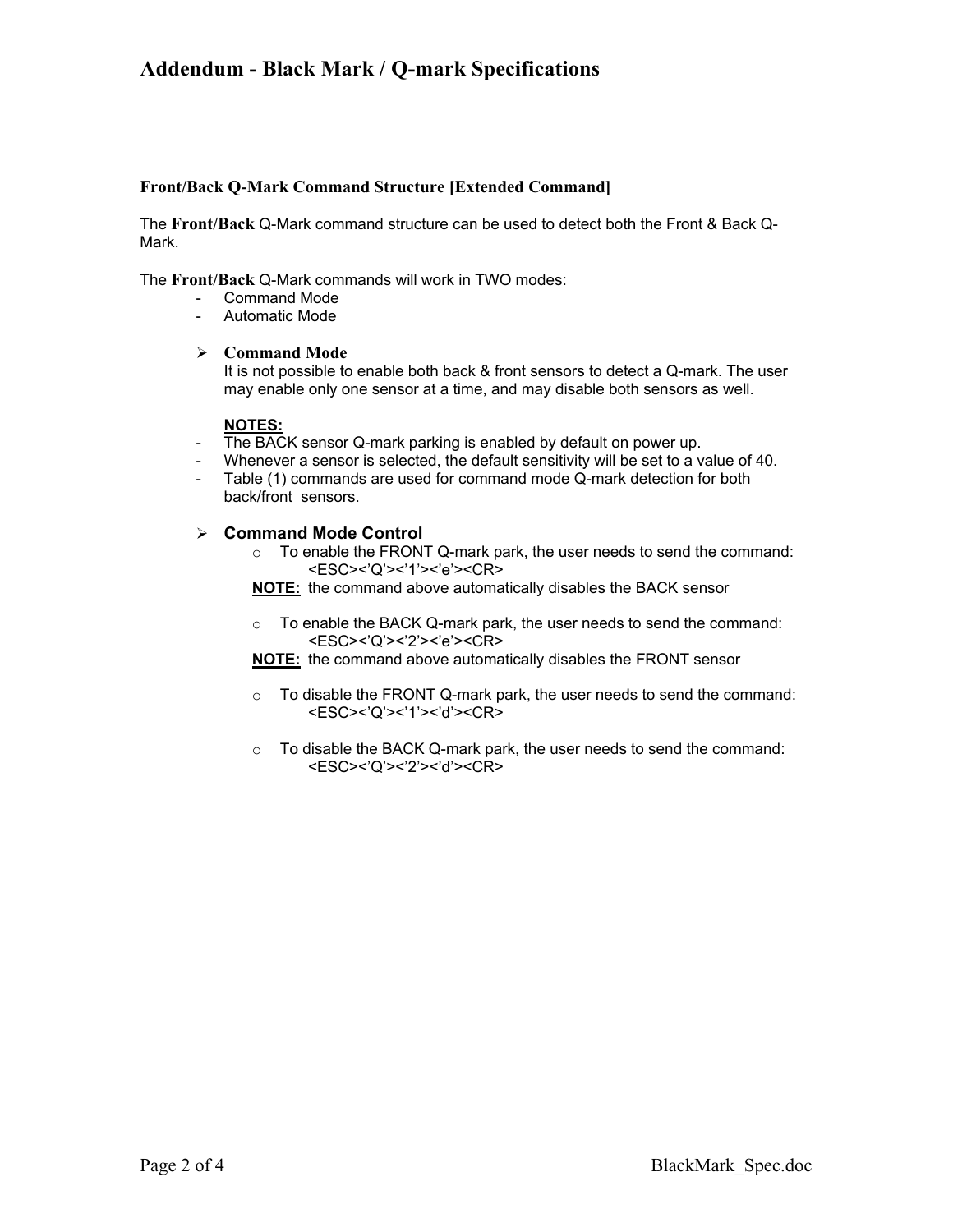# Addendum - Black Mark / Q-mark Specifications

### Front/Back Q-Mark Command Structure [Extended Command]

The **Front/Back** Q-Mark command structure can be used to detect both the Front & Back Q-Mark.

The **Front/Back** Q-Mark commands will work in TWO modes:

- Command Mode
- Automatic Mode

- **Command Mode**

  It is not possible to enable both back & front sensors to detect a Q-mark. The user may enable only one sensor at a time, and may disable both sensors as well.

  **NOTES:**

- The BACK sensor Q-mark parking is enabled by default on power up.
- Whenever a sensor is selected, the default sensitivity will be set to a value of 40.
- Table (1) commands are used for command mode Q-mark detection for both back/front sensors.

- **Command Mode Control**
  - To enable the FRONT Q-mark park, the user needs to send the command:
    <ESC><'Q'><'1'><'e'><CR>

  **NOTE:** the command above automatically disables the BACK sensor

  - To enable the BACK Q-mark park, the user needs to send the command:
    <ESC><'Q'><'2'><'e'><CR>

  **NOTE:** the command above automatically disables the FRONT sensor

  - To disable the FRONT Q-mark park, the user needs to send the command:
    <ESC><'Q'><'1'><'d'><CR>

  - To disable the BACK Q-mark park, the user needs to send the command:
    <ESC><'Q'><'2'><'d'><CR>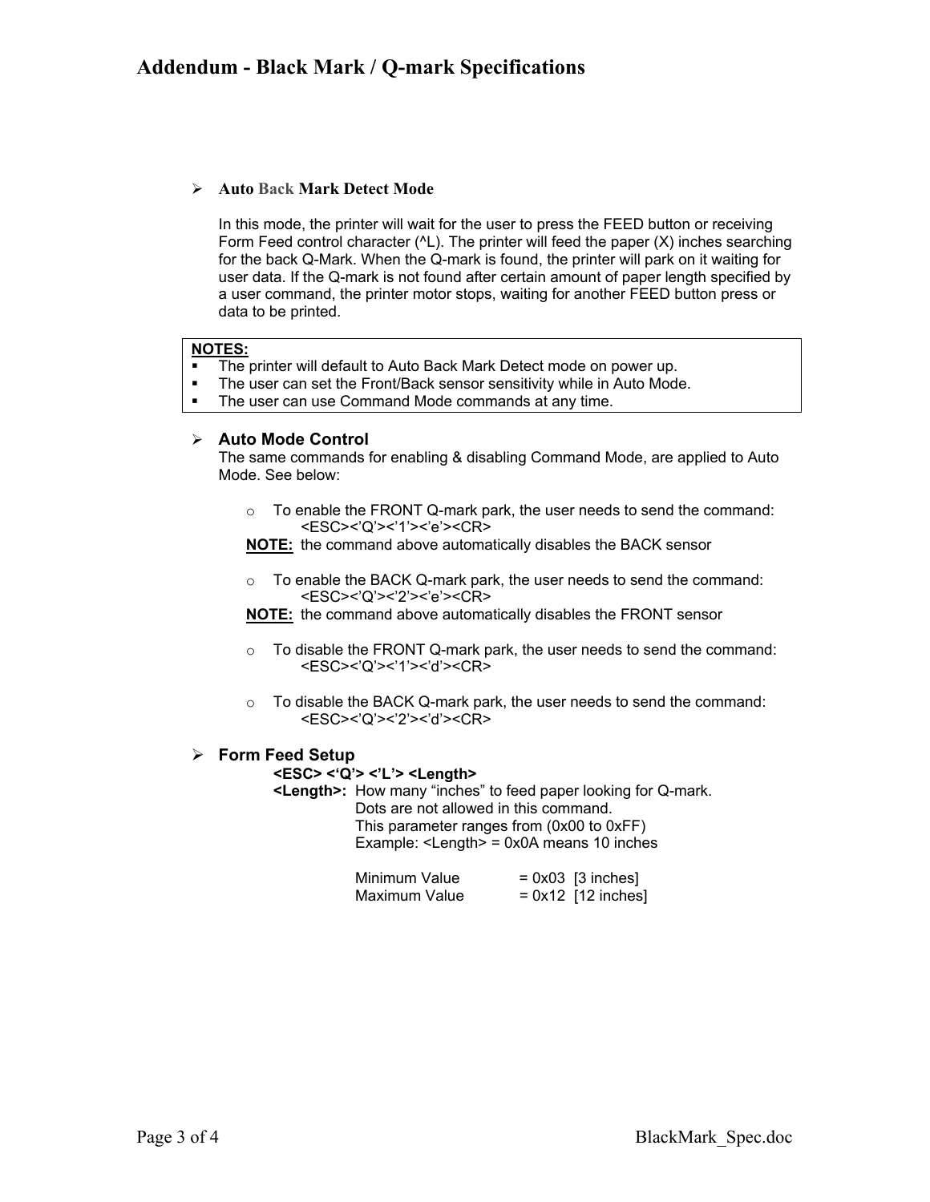- **Auto Back Mark Detect Mode**

  In this mode, the printer will wait for the user to press the FEED button or receiving Form Feed control character (^L). The printer will feed the paper (X) inches searching for the back Q-Mark. When the Q-mark is found, the printer will park on it waiting for user data. If the Q-mark is not found after certain amount of paper length specified by a user command, the printer motor stops, waiting for another FEED button press or data to be printed.

> **NOTES:**
> - The printer will default to Auto Back Mark Detect mode on power up.
> - The user can set the Front/Back sensor sensitivity while in Auto Mode.
> - The user can use Command Mode commands at any time.

- **Auto Mode Control**

  The same commands for enabling & disabling Command Mode, are applied to Auto Mode. See below:

  - To enable the FRONT Q-mark park, the user needs to send the command:
    <ESC><'Q'><'1'><'e'><CR>

  **NOTE:** the command above automatically disables the BACK sensor

  - To enable the BACK Q-mark park, the user needs to send the command:
    <ESC><'Q'><'2'><'e'><CR>

  **NOTE:** the command above automatically disables the FRONT sensor

  - To disable the FRONT Q-mark park, the user needs to send the command:
    <ESC><'Q'><'1'><'d'><CR>

  - To disable the BACK Q-mark park, the user needs to send the command:
    <ESC><'Q'><'2'><'d'><CR>

- **Form Feed Setup**

  **<ESC> <'Q'> <'L'> <Length>**

  **<Length>:** How many "inches" to feed paper looking for Q-mark.
  Dots are not allowed in this command.
  This parameter ranges from (0x00 to 0xFF)
  Example: <Length> = 0x0A means 10 inches

  Minimum Value = 0x03 [3 inches]
  Maximum Value = 0x12 [12 inches]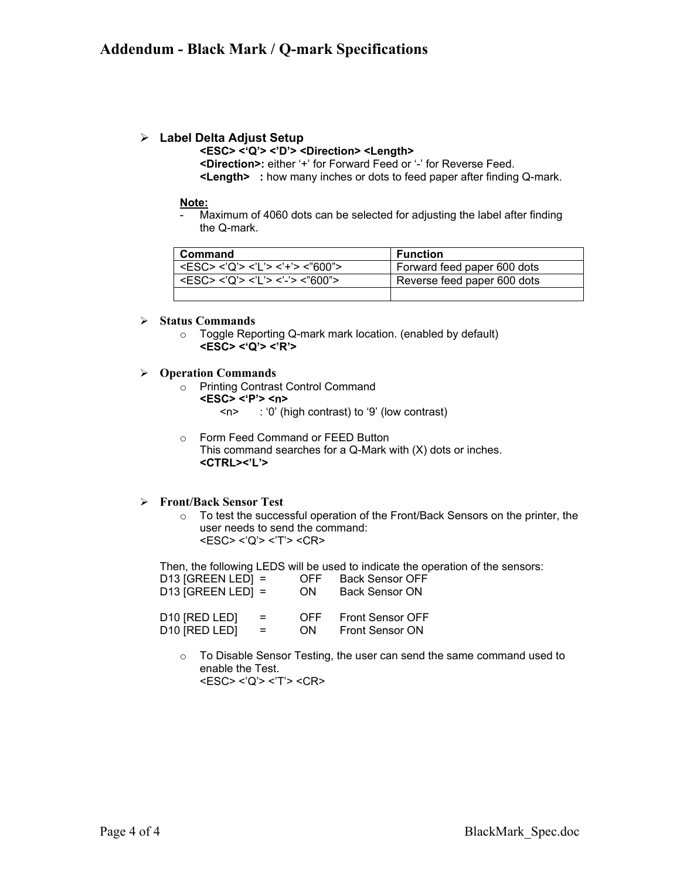# Addendum - Black Mark / Q-mark Specifications

- **Label Delta Adjust Setup**

  **<ESC> <'Q'> <'D'> <Direction> <Length>**
  **<Direction>:** either '+' for Forward Feed or '-' for Reverse Feed.
  **<Length>  :** how many inches or dots to feed paper after finding Q-mark.

  **Note:**

  - Maximum of 4060 dots can be selected for adjusting the label after finding the Q-mark.

| Command | Function |
|---|---|
| <ESC> <'Q'> <'L'> <'+'> <"600"> | Forward feed paper 600 dots |
| <ESC> <'Q'> <'L'> <'-'> <"600"> | Reverse feed paper 600 dots |
| | |

- **Status Commands**
  - Toggle Reporting Q-mark mark location. (enabled by default)
    **<ESC> <'Q'> <'R'>**

- **Operation Commands**
  - Printing Contrast Control Command
    **<ESC> <'P'> <n>**
    <n>  : '0' (high contrast) to '9' (low contrast)
  - Form Feed Command or FEED Button
    This command searches for a Q-Mark with (X) dots or inches.
    **<CTRL><'L'>**

- **Front/Back Sensor Test**
  - To test the successful operation of the Front/Back Sensors on the printer, the user needs to send the command:
    <ESC> <'Q'> <'T'> <CR>

  Then, the following LEDS will be used to indicate the operation of the sensors:

  D13 [GREEN LED] = OFF Back Sensor OFF
  D13 [GREEN LED] = ON Back Sensor ON

  D10 [RED LED] = OFF Front Sensor OFF
  D10 [RED LED] = ON Front Sensor ON

  - To Disable Sensor Testing, the user can send the same command used to enable the Test.
    <ESC> <'Q'> <'T'> <CR>